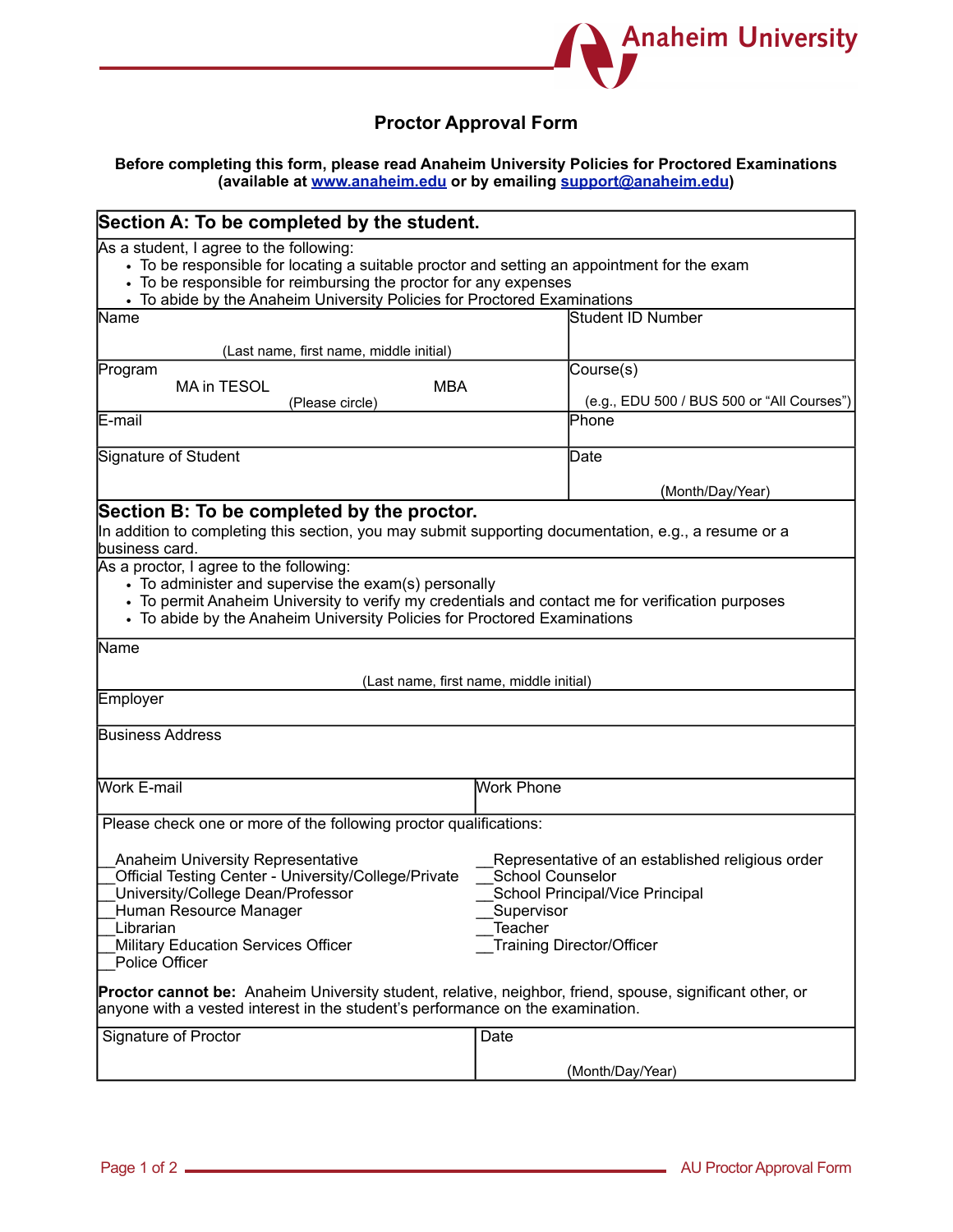Anaheim University

# Proctor Approval Form

**Before completing this form, please read Anaheim University Policies for Proctored Examinations (available at www.anaheim.edu or by emailing support@anaheim.edu)**

## Section A: To be completed by the student.

As a student, I agree to the following:

- To be responsible for locating a suitable proctor and setting an appointment for the exam
- To be responsible for reimbursing the proctor for any expenses
- To abide by the Anaheim University Policies for Proctored Examinations

| Name (Last name, first name, middle initial) | Student ID Number |
|---|---|
| Program: MA in TESOL / MBA (Please circle) | Course(s) (e.g., EDU 500 / BUS 500 or "All Courses") |
| E-mail | Phone |
| Signature of Student | Date (Month/Day/Year) |

## Section B: To be completed by the proctor.

In addition to completing this section, you may submit supporting documentation, e.g., a resume or a business card.

As a proctor, I agree to the following:

- To administer and supervise the exam(s) personally
- To permit Anaheim University to verify my credentials and contact me for verification purposes
- To abide by the Anaheim University Policies for Proctored Examinations

| Name (Last name, first name, middle initial) | |
|---|---|
| Employer | |
| Business Address | |
| Work E-mail | Work Phone |

Please check one or more of the following proctor qualifications:

__Anaheim University Representative
__Official Testing Center - University/College/Private
__University/College Dean/Professor
__Human Resource Manager
__Librarian
__Military Education Services Officer
__Police Officer
__Representative of an established religious order
__School Counselor
__School Principal/Vice Principal
__Supervisor
__Teacher
__Training Director/Officer

**Proctor cannot be:** Anaheim University student, relative, neighbor, friend, spouse, significant other, or anyone with a vested interest in the student's performance on the examination.

| Signature of Proctor | Date (Month/Day/Year) |
|---|---|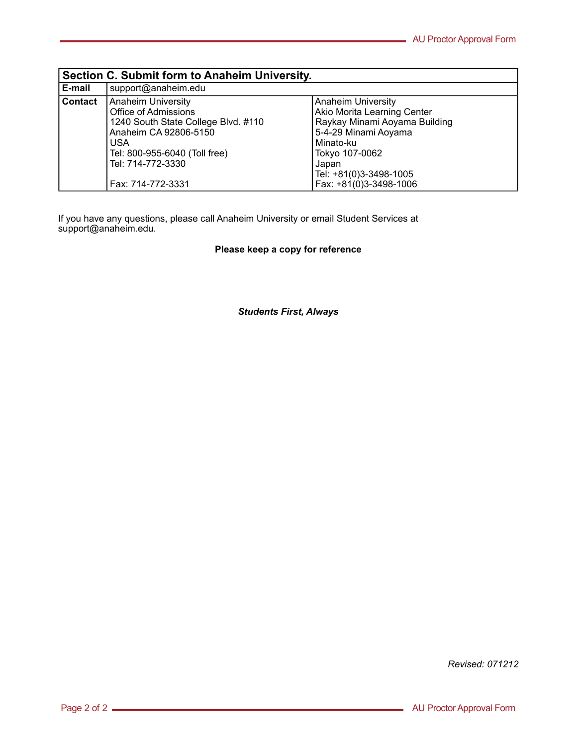| Section C. Submit form to Anaheim University. | | |
|---|---|---|
| **E-mail** | support@anaheim.edu | |
| **Contact** | Anaheim University<br>Office of Admissions<br>1240 South State College Blvd. #110<br>Anaheim CA 92806-5150<br>USA<br>Tel: 800-955-6040 (Toll free)<br>Tel: 714-772-3330<br><br>Fax: 714-772-3331 | Anaheim University<br>Akio Morita Learning Center<br>Raykay Minami Aoyama Building<br>5-4-29 Minami Aoyama<br>Minato-ku<br>Tokyo 107-0062<br>Japan<br>Tel: +81(0)3-3498-1005<br>Fax: +81(0)3-3498-1006 |

If you have any questions, please call Anaheim University or email Student Services at support@anaheim.edu.

**Please keep a copy for reference**

***Students First, Always***

*Revised: 071212*